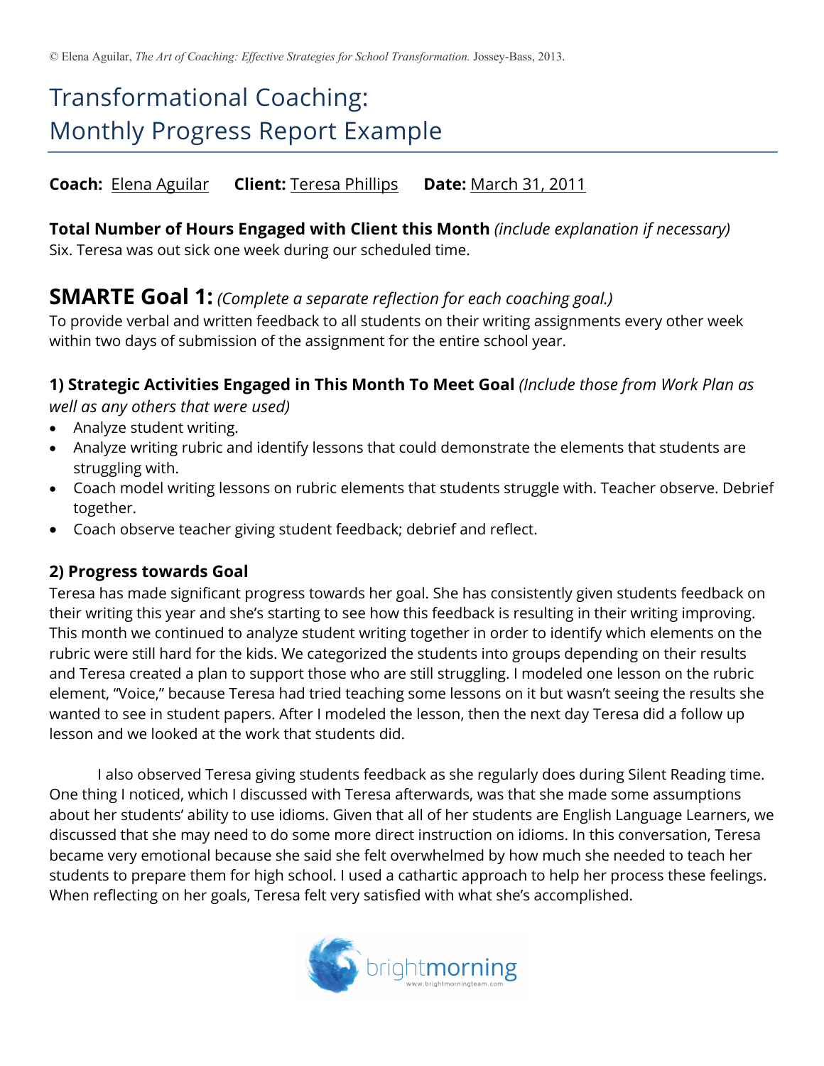© Elena Aguilar, *The Art of Coaching: Effective Strategies for School Transformation.* Jossey-Bass, 2013.

# Transformational Coaching: Monthly Progress Report Example

**Coach:** Elena Aguilar **Client:** Teresa Phillips **Date:** March 31, 2011

**Total Number of Hours Engaged with Client this Month** *(include explanation if necessary)*
Six. Teresa was out sick one week during our scheduled time.

## SMARTE Goal 1: *(Complete a separate reflection for each coaching goal.)*

To provide verbal and written feedback to all students on their writing assignments every other week within two days of submission of the assignment for the entire school year.

### 1) Strategic Activities Engaged in This Month To Meet Goal *(Include those from Work Plan as well as any others that were used)*

- Analyze student writing.
- Analyze writing rubric and identify lessons that could demonstrate the elements that students are struggling with.
- Coach model writing lessons on rubric elements that students struggle with. Teacher observe. Debrief together.
- Coach observe teacher giving student feedback; debrief and reflect.

### 2) Progress towards Goal

Teresa has made significant progress towards her goal. She has consistently given students feedback on their writing this year and she's starting to see how this feedback is resulting in their writing improving. This month we continued to analyze student writing together in order to identify which elements on the rubric were still hard for the kids. We categorized the students into groups depending on their results and Teresa created a plan to support those who are still struggling. I modeled one lesson on the rubric element, "Voice," because Teresa had tried teaching some lessons on it but wasn't seeing the results she wanted to see in student papers. After I modeled the lesson, then the next day Teresa did a follow up lesson and we looked at the work that students did.

I also observed Teresa giving students feedback as she regularly does during Silent Reading time. One thing I noticed, which I discussed with Teresa afterwards, was that she made some assumptions about her students' ability to use idioms. Given that all of her students are English Language Learners, we discussed that she may need to do some more direct instruction on idioms. In this conversation, Teresa became very emotional because she said she felt overwhelmed by how much she needed to teach her students to prepare them for high school. I used a cathartic approach to help her process these feelings. When reflecting on her goals, Teresa felt very satisfied with what she's accomplished.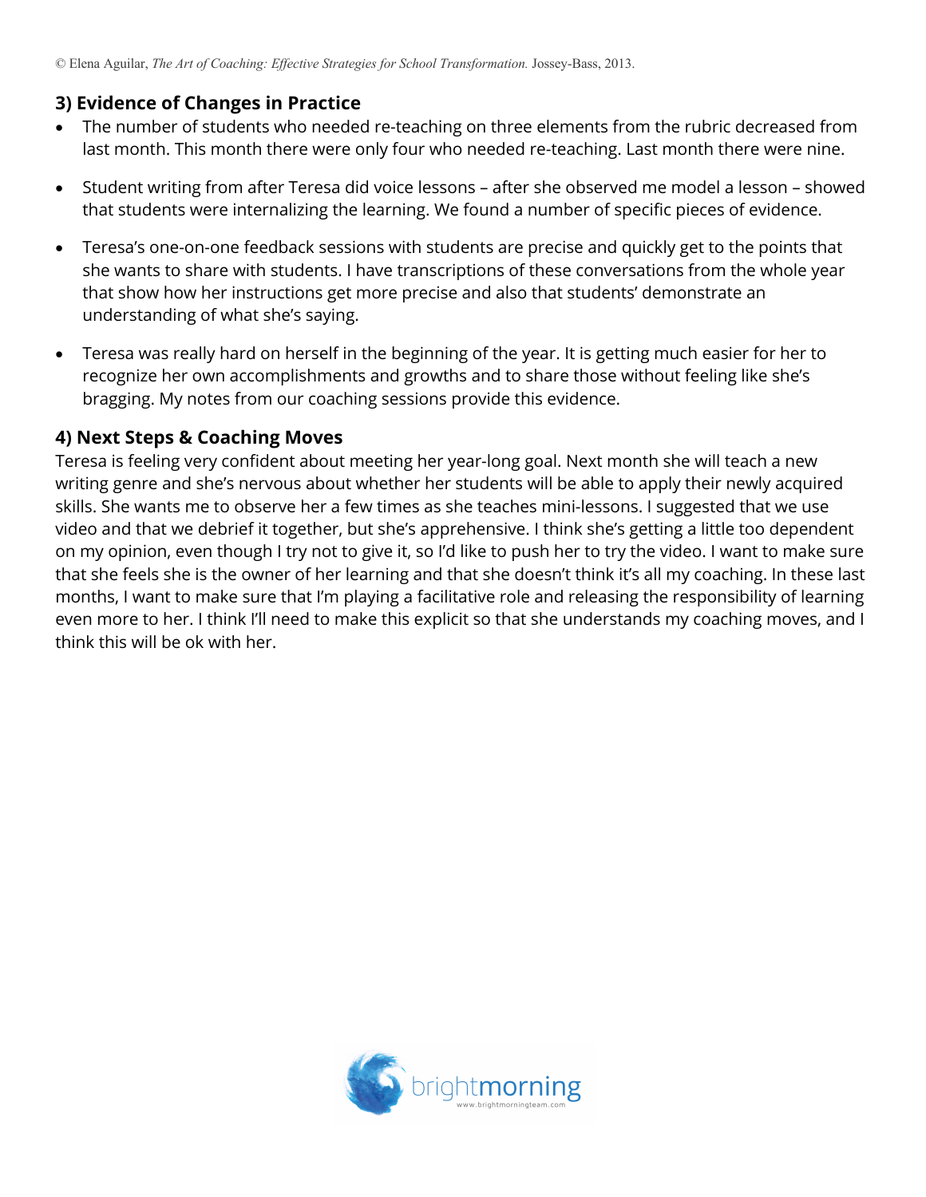## 3) Evidence of Changes in Practice

- The number of students who needed re-teaching on three elements from the rubric decreased from last month. This month there were only four who needed re-teaching. Last month there were nine.

- Student writing from after Teresa did voice lessons – after she observed me model a lesson – showed that students were internalizing the learning. We found a number of specific pieces of evidence.

- Teresa's one-on-one feedback sessions with students are precise and quickly get to the points that she wants to share with students. I have transcriptions of these conversations from the whole year that show how her instructions get more precise and also that students' demonstrate an understanding of what she's saying.

- Teresa was really hard on herself in the beginning of the year. It is getting much easier for her to recognize her own accomplishments and growths and to share those without feeling like she's bragging. My notes from our coaching sessions provide this evidence.

## 4) Next Steps & Coaching Moves

Teresa is feeling very confident about meeting her year-long goal. Next month she will teach a new writing genre and she's nervous about whether her students will be able to apply their newly acquired skills. She wants me to observe her a few times as she teaches mini-lessons. I suggested that we use video and that we debrief it together, but she's apprehensive. I think she's getting a little too dependent on my opinion, even though I try not to give it, so I'd like to push her to try the video. I want to make sure that she feels she is the owner of her learning and that she doesn't think it's all my coaching. In these last months, I want to make sure that I'm playing a facilitative role and releasing the responsibility of learning even more to her. I think I'll need to make this explicit so that she understands my coaching moves, and I think this will be ok with her.